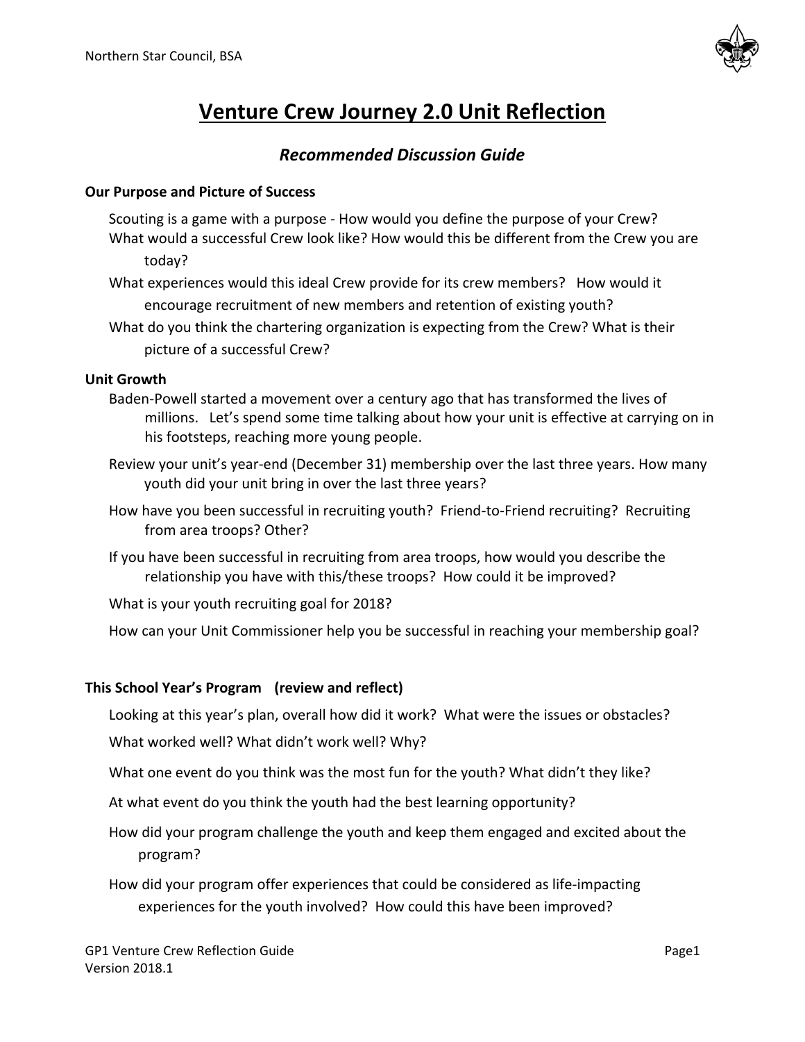# Venture Crew Journey 2.0 Unit Reflection

## *Recommended Discussion Guide*

### Our Purpose and Picture of Success

Scouting is a game with a purpose - How would you define the purpose of your Crew?

What would a successful Crew look like? How would this be different from the Crew you are today?

What experiences would this ideal Crew provide for its crew members? How would it encourage recruitment of new members and retention of existing youth?

What do you think the chartering organization is expecting from the Crew? What is their picture of a successful Crew?

### Unit Growth

Baden-Powell started a movement over a century ago that has transformed the lives of millions. Let's spend some time talking about how your unit is effective at carrying on in his footsteps, reaching more young people.

Review your unit's year-end (December 31) membership over the last three years. How many youth did your unit bring in over the last three years?

How have you been successful in recruiting youth? Friend-to-Friend recruiting? Recruiting from area troops? Other?

If you have been successful in recruiting from area troops, how would you describe the relationship you have with this/these troops? How could it be improved?

What is your youth recruiting goal for 2018?

How can your Unit Commissioner help you be successful in reaching your membership goal?

### This School Year's Program (review and reflect)

Looking at this year's plan, overall how did it work? What were the issues or obstacles?

What worked well? What didn't work well? Why?

What one event do you think was the most fun for the youth? What didn't they like?

At what event do you think the youth had the best learning opportunity?

How did your program challenge the youth and keep them engaged and excited about the program?

How did your program offer experiences that could be considered as life-impacting experiences for the youth involved? How could this have been improved?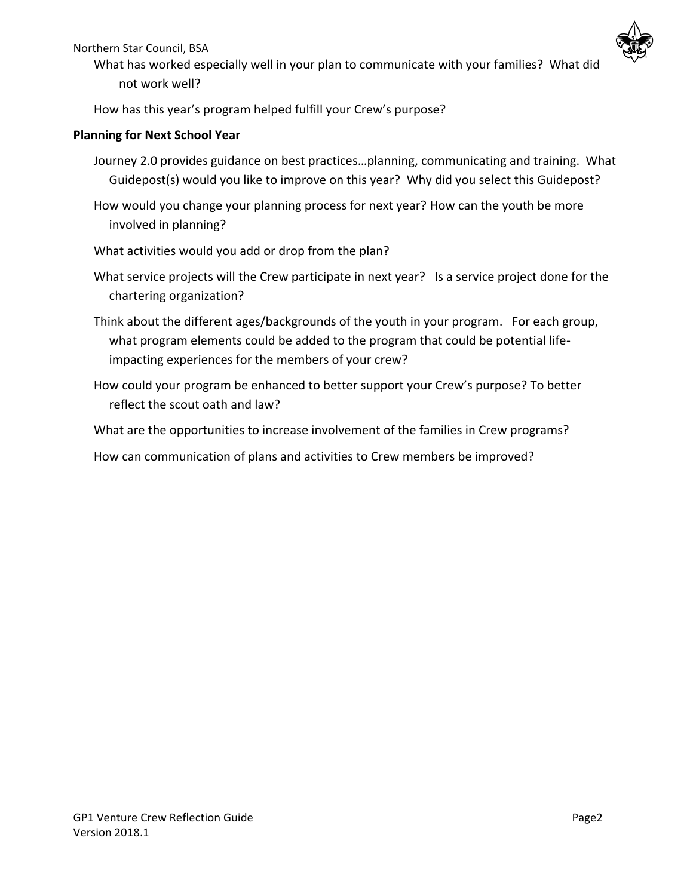What has worked especially well in your plan to communicate with your families? What did not work well?

How has this year's program helped fulfill your Crew's purpose?

**Planning for Next School Year**

Journey 2.0 provides guidance on best practices…planning, communicating and training. What Guidepost(s) would you like to improve on this year? Why did you select this Guidepost?

How would you change your planning process for next year? How can the youth be more involved in planning?

What activities would you add or drop from the plan?

What service projects will the Crew participate in next year? Is a service project done for the chartering organization?

Think about the different ages/backgrounds of the youth in your program. For each group, what program elements could be added to the program that could be potential life-impacting experiences for the members of your crew?

How could your program be enhanced to better support your Crew's purpose? To better reflect the scout oath and law?

What are the opportunities to increase involvement of the families in Crew programs?

How can communication of plans and activities to Crew members be improved?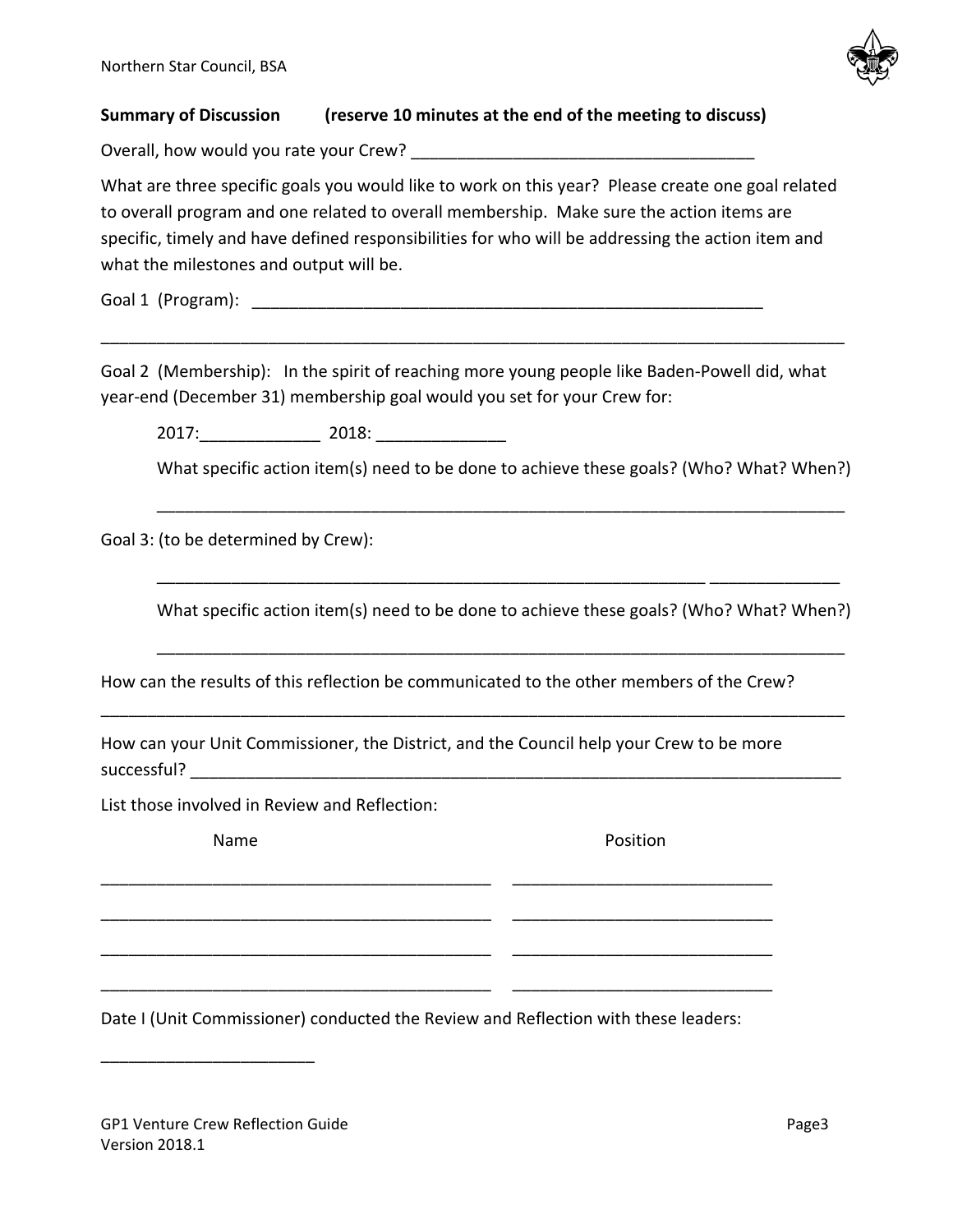**Summary of Discussion (reserve 10 minutes at the end of the meeting to discuss)**

Overall, how would you rate your Crew? ____________________________________

What are three specific goals you would like to work on this year? Please create one goal related to overall program and one related to overall membership. Make sure the action items are specific, timely and have defined responsibilities for who will be addressing the action item and what the milestones and output will be.

Goal 1 (Program): ________________________________________________________

________________________________________________________________________________

Goal 2 (Membership): In the spirit of reaching more young people like Baden-Powell did, what year-end (December 31) membership goal would you set for your Crew for:

2017:____________ 2018: _____________

What specific action item(s) need to be done to achieve these goals? (Who? What? When?)

________________________________________________________________________

Goal 3: (to be determined by Crew):

_____________________________________________________ ____________

What specific action item(s) need to be done to achieve these goals? (Who? What? When?)

________________________________________________________________________

How can the results of this reflection be communicated to the other members of the Crew?

________________________________________________________________________________

How can your Unit Commissioner, the District, and the Council help your Crew to be more successful? ______________________________________________________________________

List those involved in Review and Reflection:

| Name | Position |
|---|---|
| ________________________________________ | ___________________________ |
| ________________________________________ | ___________________________ |
| ________________________________________ | ___________________________ |
| ________________________________________ | ___________________________ |

Date I (Unit Commissioner) conducted the Review and Reflection with these leaders:

______________________